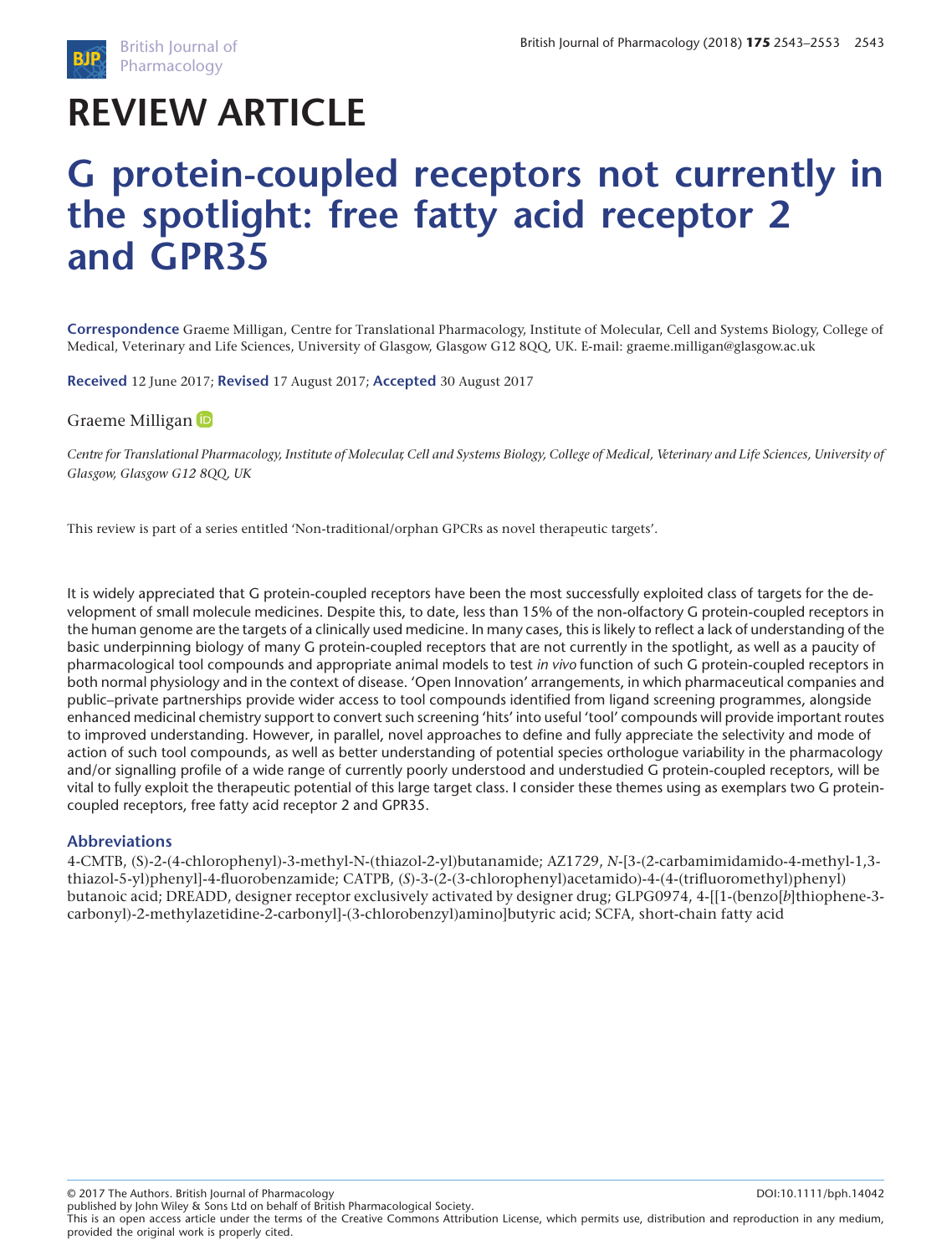# REVIEW ARTICLE

# G protein-coupled receptors not currently in the spotlight: free fatty acid receptor 2 and GPR35

**Correspondence** Graeme Milligan, Centre for Translational Pharmacology, Institute of Molecular, Cell and Systems Biology, College of Medical, Veterinary and Life Sciences, University of Glasgow, Glasgow G12 8QQ, UK. E-mail: graeme.milligan@glasgow.ac.uk

**Received** 12 June 2017; **Revised** 17 August 2017; **Accepted** 30 August 2017

Graeme Milligan

*Centre for Translational Pharmacology, Institute of Molecular, Cell and Systems Biology, College of Medical, Veterinary and Life Sciences, University of Glasgow, Glasgow G12 8QQ, UK*

This review is part of a series entitled 'Non-traditional/orphan GPCRs as novel therapeutic targets'.

It is widely appreciated that G protein-coupled receptors have been the most successfully exploited class of targets for the development of small molecule medicines. Despite this, to date, less than 15% of the non-olfactory G protein-coupled receptors in the human genome are the targets of a clinically used medicine. In many cases, this is likely to reflect a lack of understanding of the basic underpinning biology of many G protein-coupled receptors that are not currently in the spotlight, as well as a paucity of pharmacological tool compounds and appropriate animal models to test *in vivo* function of such G protein-coupled receptors in both normal physiology and in the context of disease. 'Open Innovation' arrangements, in which pharmaceutical companies and public–private partnerships provide wider access to tool compounds identified from ligand screening programmes, alongside enhanced medicinal chemistry support to convert such screening 'hits' into useful 'tool' compounds will provide important routes to improved understanding. However, in parallel, novel approaches to define and fully appreciate the selectivity and mode of action of such tool compounds, as well as better understanding of potential species orthologue variability in the pharmacology and/or signalling profile of a wide range of currently poorly understood and understudied G protein-coupled receptors, will be vital to fully exploit the therapeutic potential of this large target class. I consider these themes using as exemplars two G protein-coupled receptors, free fatty acid receptor 2 and GPR35.

### Abbreviations

4-CMTB, (S)-2-(4-chlorophenyl)-3-methyl-N-(thiazol-2-yl)butanamide; AZ1729, *N*-[3-(2-carbamimidamido-4-methyl-1,3-thiazol-5-yl)phenyl]-4-fluorobenzamide; CATPB, (*S*)-3-(2-(3-chlorophenyl)acetamido)-4-(4-(trifluoromethyl)phenyl) butanoic acid; DREADD, designer receptor exclusively activated by designer drug; GLPG0974, 4-[[1-(benzo[*b*]thiophene-3-carbonyl)-2-methylazetidine-2-carbonyl]-(3-chlorobenzyl)amino]butyric acid; SCFA, short-chain fatty acid

© 2017 The Authors. British Journal of Pharmacology
published by John Wiley & Sons Ltd on behalf of British Pharmacological Society.
This is an open access article under the terms of the Creative Commons Attribution License, which permits use, distribution and reproduction in any medium, provided the original work is properly cited.

DOI:10.1111/bph.14042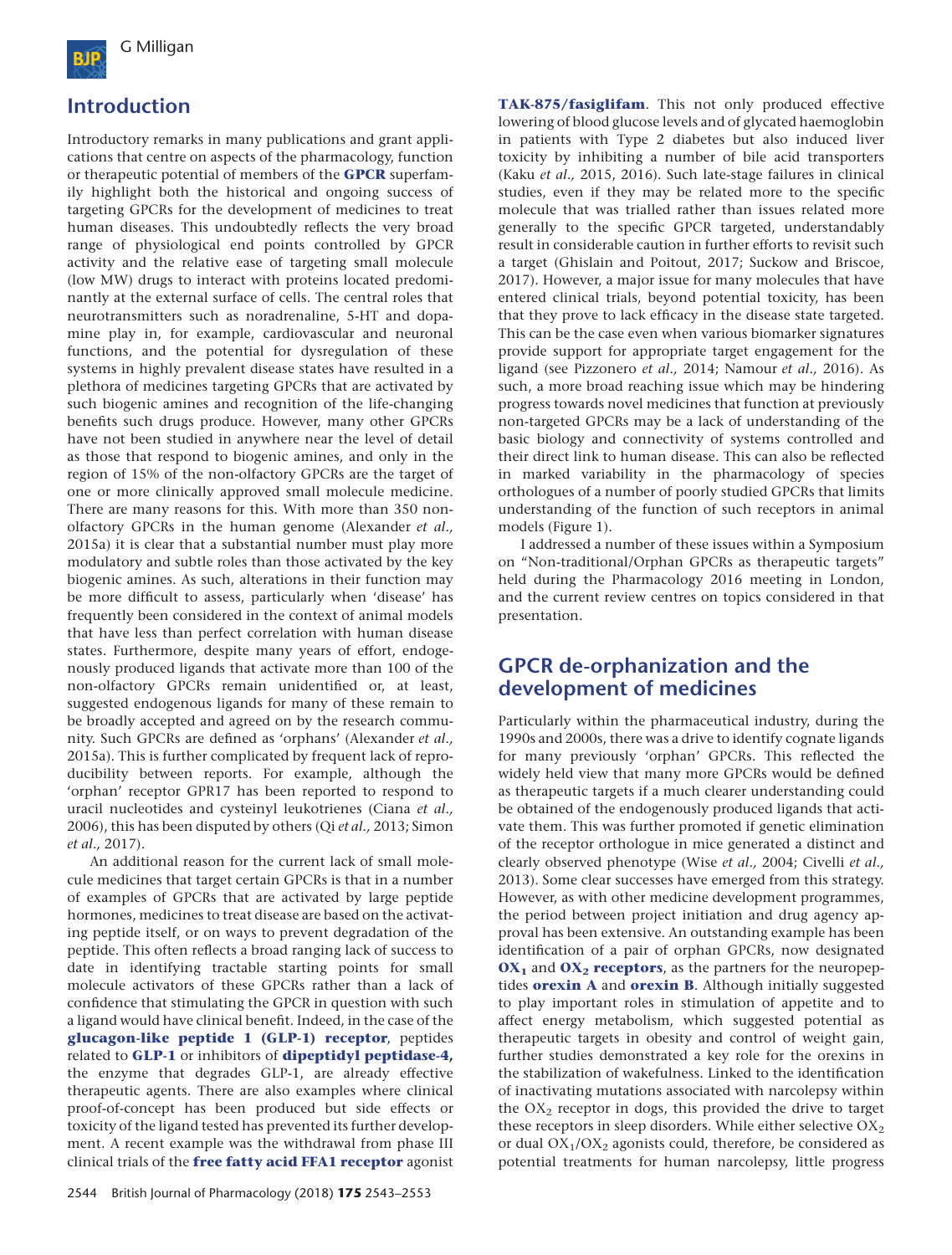## Introduction

Introductory remarks in many publications and grant applications that centre on aspects of the pharmacology, function or therapeutic potential of members of the **GPCR** superfamily highlight both the historical and ongoing success of targeting GPCRs for the development of medicines to treat human diseases. This undoubtedly reflects the very broad range of physiological end points controlled by GPCR activity and the relative ease of targeting small molecule (low MW) drugs to interact with proteins located predominantly at the external surface of cells. The central roles that neurotransmitters such as noradrenaline, 5-HT and dopamine play in, for example, cardiovascular and neuronal functions, and the potential for dysregulation of these systems in highly prevalent disease states have resulted in a plethora of medicines targeting GPCRs that are activated by such biogenic amines and recognition of the life-changing benefits such drugs produce. However, many other GPCRs have not been studied in anywhere near the level of detail as those that respond to biogenic amines, and only in the region of 15% of the non-olfactory GPCRs are the target of one or more clinically approved small molecule medicine. There are many reasons for this. With more than 350 non-olfactory GPCRs in the human genome (Alexander *et al.,* 2015a) it is clear that a substantial number must play more modulatory and subtle roles than those activated by the key biogenic amines. As such, alterations in their function may be more difficult to assess, particularly when 'disease' has frequently been considered in the context of animal models that have less than perfect correlation with human disease states. Furthermore, despite many years of effort, endogenously produced ligands that activate more than 100 of the non-olfactory GPCRs remain unidentified or, at least, suggested endogenous ligands for many of these remain to be broadly accepted and agreed on by the research community. Such GPCRs are defined as 'orphans' (Alexander *et al.,* 2015a). This is further complicated by frequent lack of reproducibility between reports. For example, although the 'orphan' receptor GPR17 has been reported to respond to uracil nucleotides and cysteinyl leukotrienes (Ciana *et al.,* 2006), this has been disputed by others (Qi *et al.,* 2013; Simon *et al.,* 2017).

An additional reason for the current lack of small molecule medicines that target certain GPCRs is that in a number of examples of GPCRs that are activated by large peptide hormones, medicines to treat disease are based on the activating peptide itself, or on ways to prevent degradation of the peptide. This often reflects a broad ranging lack of success to date in identifying tractable starting points for small molecule activators of these GPCRs rather than a lack of confidence that stimulating the GPCR in question with such a ligand would have clinical benefit. Indeed, in the case of the **glucagon-like peptide 1 (GLP-1) receptor**, peptides related to **GLP-1** or inhibitors of **dipeptidyl peptidase-4**, the enzyme that degrades GLP-1, are already effective therapeutic agents. There are also examples where clinical proof-of-concept has been produced but side effects or toxicity of the ligand tested has prevented its further development. A recent example was the withdrawal from phase III clinical trials of the **free fatty acid FFA1 receptor** agonist **TAK-875/fasiglifam**. This not only produced effective lowering of blood glucose levels and of glycated haemoglobin in patients with Type 2 diabetes but also induced liver toxicity by inhibiting a number of bile acid transporters (Kaku *et al.,* 2015, 2016). Such late-stage failures in clinical studies, even if they may be related more to the specific molecule that was trialled rather than issues related more generally to the specific GPCR targeted, understandably result in considerable caution in further efforts to revisit such a target (Ghislain and Poitout, 2017; Suckow and Briscoe, 2017). However, a major issue for many molecules that have entered clinical trials, beyond potential toxicity, has been that they prove to lack efficacy in the disease state targeted. This can be the case even when various biomarker signatures provide support for appropriate target engagement for the ligand (see Pizzonero *et al.,* 2014; Namour *et al.,* 2016). As such, a more broad reaching issue which may be hindering progress towards novel medicines that function at previously non-targeted GPCRs may be a lack of understanding of the basic biology and connectivity of systems controlled and their direct link to human disease. This can also be reflected in marked variability in the pharmacology of species orthologues of a number of poorly studied GPCRs that limits understanding of the function of such receptors in animal models (Figure 1).

I addressed a number of these issues within a Symposium on "Non-traditional/Orphan GPCRs as therapeutic targets" held during the Pharmacology 2016 meeting in London, and the current review centres on topics considered in that presentation.

## GPCR de-orphanization and the development of medicines

Particularly within the pharmaceutical industry, during the 1990s and 2000s, there was a drive to identify cognate ligands for many previously 'orphan' GPCRs. This reflected the widely held view that many more GPCRs would be defined as therapeutic targets if a much clearer understanding could be obtained of the endogenously produced ligands that activate them. This was further promoted if genetic elimination of the receptor orthologue in mice generated a distinct and clearly observed phenotype (Wise *et al.,* 2004; Civelli *et al.,* 2013). Some clear successes have emerged from this strategy. However, as with other medicine development programmes, the period between project initiation and drug agency approval has been extensive. An outstanding example has been identification of a pair of orphan GPCRs, now designated **$OX_1$** and **$OX_2$ receptors**, as the partners for the neuropeptides **orexin A** and **orexin B**. Although initially suggested to play important roles in stimulation of appetite and to affect energy metabolism, which suggested potential as therapeutic targets in obesity and control of weight gain, further studies demonstrated a key role for the orexins in the stabilization of wakefulness. Linked to the identification of inactivating mutations associated with narcolepsy within the $OX_2$ receptor in dogs, this provided the drive to target these receptors in sleep disorders. While either selective $OX_2$ or dual $OX_1$/$OX_2$ agonists could, therefore, be considered as potential treatments for human narcolepsy, little progress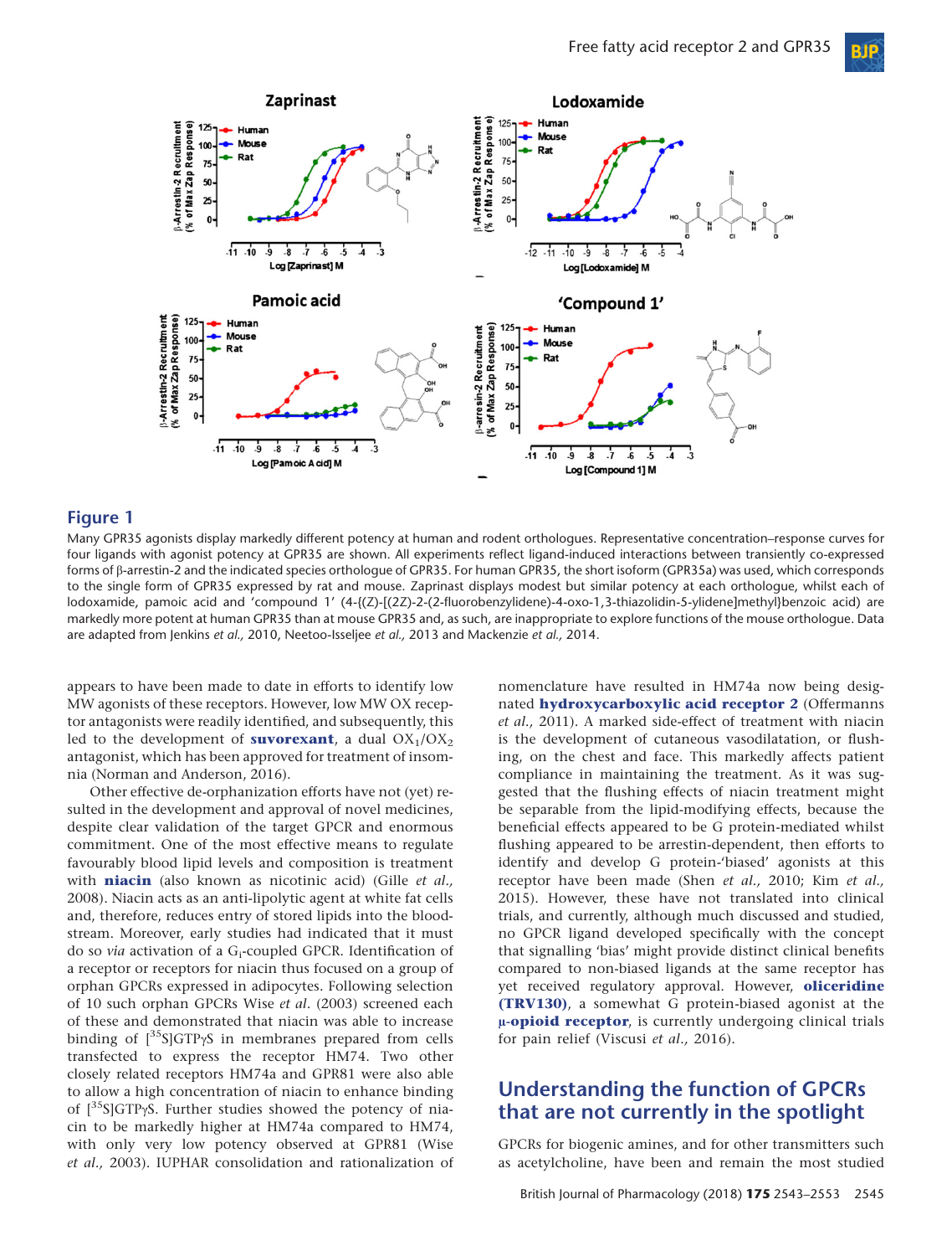**Figure 1**

Many GPR35 agonists display markedly different potency at human and rodent orthologues. Representative concentration–response curves for four ligands with agonist potency at GPR35 are shown. All experiments reflect ligand-induced interactions between transiently co-expressed forms of β-arrestin-2 and the indicated species orthologue of GPR35. For human GPR35, the short isoform (GPR35a) was used, which corresponds to the single form of GPR35 expressed by rat and mouse. Zaprinast displays modest but similar potency at each orthologue, whilst each of lodoxamide, pamoic acid and 'compound 1' (4-{(Z)-[(2Z)-2-(2-fluorobenzylidene)-4-oxo-1,3-thiazolidin-5-ylidene]methyl}benzoic acid) are markedly more potent at human GPR35 than at mouse GPR35 and, as such, are inappropriate to explore functions of the mouse orthologue. Data are adapted from Jenkins *et al.,* 2010, Neetoo-Isseljee *et al.,* 2013 and Mackenzie *et al.,* 2014.

appears to have been made to date in efforts to identify low MW agonists of these receptors. However, low MW OX receptor antagonists were readily identified, and subsequently, this led to the development of **suvorexant**, a dual $OX_1/OX_2$ antagonist, which has been approved for treatment of insomnia (Norman and Anderson, 2016).

Other effective de-orphanization efforts have not (yet) resulted in the development and approval of novel medicines, despite clear validation of the target GPCR and enormous commitment. One of the most effective means to regulate favourably blood lipid levels and composition is treatment with **niacin** (also known as nicotinic acid) (Gille *et al.,* 2008). Niacin acts as an anti-lipolytic agent at white fat cells and, therefore, reduces entry of stored lipids into the bloodstream. Moreover, early studies had indicated that it must do so *via* activation of a $G_i$-coupled GPCR. Identification of a receptor or receptors for niacin thus focused on a group of orphan GPCRs expressed in adipocytes. Following selection of 10 such orphan GPCRs Wise *et al.* (2003) screened each of these and demonstrated that niacin was able to increase binding of [$^{35}$S]GTPγS in membranes prepared from cells transfected to express the receptor HM74. Two other closely related receptors HM74a and GPR81 were also able to allow a high concentration of niacin to enhance binding of [$^{35}$S]GTPγS. Further studies showed the potency of niacin to be markedly higher at HM74a compared to HM74, with only very low potency observed at GPR81 (Wise *et al.,* 2003). IUPHAR consolidation and rationalization of nomenclature have resulted in HM74a now being designated **hydroxycarboxylic acid receptor 2** (Offermanns *et al.,* 2011). A marked side-effect of treatment with niacin is the development of cutaneous vasodilatation, or flushing, on the chest and face. This markedly affects patient compliance in maintaining the treatment. As it was suggested that the flushing effects of niacin treatment might be separable from the lipid-modifying effects, because the beneficial effects appeared to be G protein-mediated whilst flushing appeared to be arrestin-dependent, then efforts to identify and develop G protein-'biased' agonists at this receptor have been made (Shen *et al.,* 2010; Kim *et al.,* 2015). However, these have not translated into clinical trials, and currently, although much discussed and studied, no GPCR ligand developed specifically with the concept that signalling 'bias' might provide distinct clinical benefits compared to non-biased ligands at the same receptor has yet received regulatory approval. However, **oliceridine (TRV130)**, a somewhat G protein-biased agonist at the **μ-opioid receptor**, is currently undergoing clinical trials for pain relief (Viscusi *et al.,* 2016).

## Understanding the function of GPCRs that are not currently in the spotlight

GPCRs for biogenic amines, and for other transmitters such as acetylcholine, have been and remain the most studied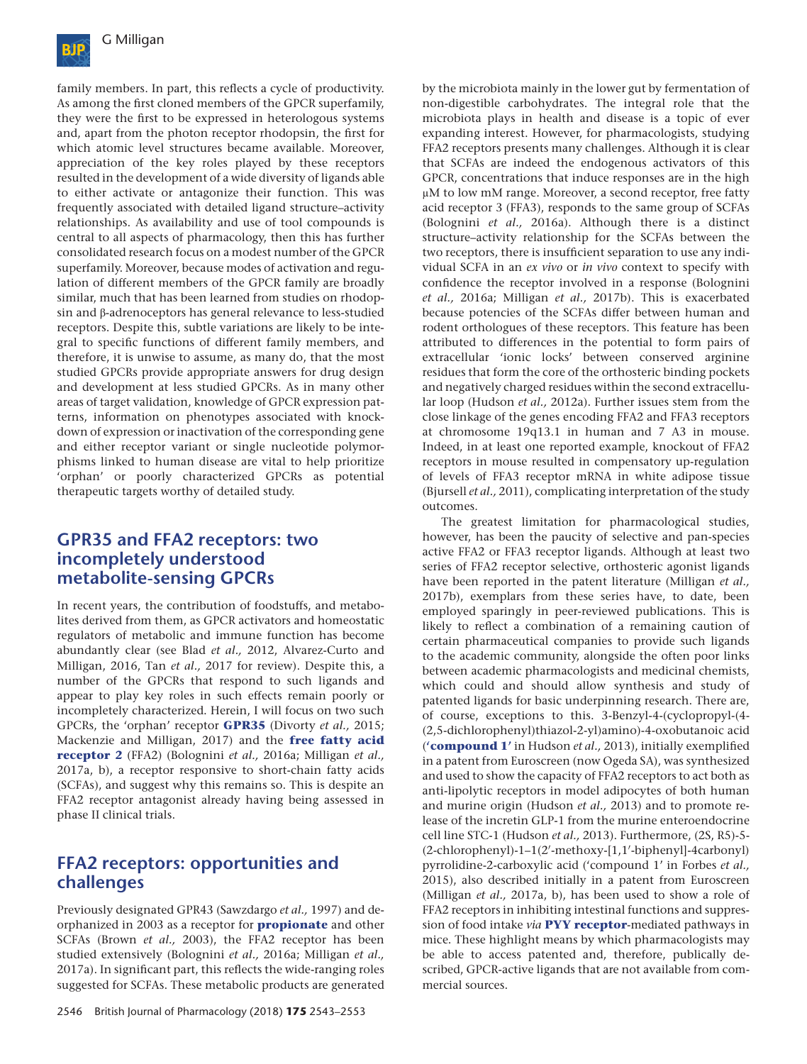family members. In part, this reflects a cycle of productivity. As among the first cloned members of the GPCR superfamily, they were the first to be expressed in heterologous systems and, apart from the photon receptor rhodopsin, the first for which atomic level structures became available. Moreover, appreciation of the key roles played by these receptors resulted in the development of a wide diversity of ligands able to either activate or antagonize their function. This was frequently associated with detailed ligand structure–activity relationships. As availability and use of tool compounds is central to all aspects of pharmacology, then this has further consolidated research focus on a modest number of the GPCR superfamily. Moreover, because modes of activation and regulation of different members of the GPCR family are broadly similar, much that has been learned from studies on rhodopsin and β-adrenoceptors has general relevance to less-studied receptors. Despite this, subtle variations are likely to be integral to specific functions of different family members, and therefore, it is unwise to assume, as many do, that the most studied GPCRs provide appropriate answers for drug design and development at less studied GPCRs. As in many other areas of target validation, knowledge of GPCR expression patterns, information on phenotypes associated with knockdown of expression or inactivation of the corresponding gene and either receptor variant or single nucleotide polymorphisms linked to human disease are vital to help prioritize 'orphan' or poorly characterized GPCRs as potential therapeutic targets worthy of detailed study.

## GPR35 and FFA2 receptors: two incompletely understood metabolite-sensing GPCRs

In recent years, the contribution of foodstuffs, and metabolites derived from them, as GPCR activators and homeostatic regulators of metabolic and immune function has become abundantly clear (see Blad *et al.,* 2012, Alvarez-Curto and Milligan, 2016, Tan *et al.,* 2017 for review). Despite this, a number of the GPCRs that respond to such ligands and appear to play key roles in such effects remain poorly or incompletely characterized. Herein, I will focus on two such GPCRs, the 'orphan' receptor **GPR35** (Divorty *et al.,* 2015; Mackenzie and Milligan, 2017) and the **free fatty acid receptor 2** (FFA2) (Bolognini *et al.,* 2016a; Milligan *et al.,* 2017a, b), a receptor responsive to short-chain fatty acids (SCFAs), and suggest why this remains so. This is despite an FFA2 receptor antagonist already having being assessed in phase II clinical trials.

## FFA2 receptors: opportunities and challenges

Previously designated GPR43 (Sawzdargo *et al.,* 1997) and deorphanized in 2003 as a receptor for **propionate** and other SCFAs (Brown *et al.,* 2003), the FFA2 receptor has been studied extensively (Bolognini *et al.,* 2016a; Milligan *et al.,* 2017a). In significant part, this reflects the wide-ranging roles suggested for SCFAs. These metabolic products are generated by the microbiota mainly in the lower gut by fermentation of non-digestible carbohydrates. The integral role that the microbiota plays in health and disease is a topic of ever expanding interest. However, for pharmacologists, studying FFA2 receptors presents many challenges. Although it is clear that SCFAs are indeed the endogenous activators of this GPCR, concentrations that induce responses are in the high μM to low mM range. Moreover, a second receptor, free fatty acid receptor 3 (FFA3), responds to the same group of SCFAs (Bolognini *et al.,* 2016a). Although there is a distinct structure–activity relationship for the SCFAs between the two receptors, there is insufficient separation to use any individual SCFA in an *ex vivo* or *in vivo* context to specify with confidence the receptor involved in a response (Bolognini *et al.,* 2016a; Milligan *et al.,* 2017b). This is exacerbated because potencies of the SCFAs differ between human and rodent orthologues of these receptors. This feature has been attributed to differences in the potential to form pairs of extracellular 'ionic locks' between conserved arginine residues that form the core of the orthosteric binding pockets and negatively charged residues within the second extracellular loop (Hudson *et al.,* 2012a). Further issues stem from the close linkage of the genes encoding FFA2 and FFA3 receptors at chromosome 19q13.1 in human and 7 A3 in mouse. Indeed, in at least one reported example, knockout of FFA2 receptors in mouse resulted in compensatory up-regulation of levels of FFA3 receptor mRNA in white adipose tissue (Bjursell *et al.,* 2011), complicating interpretation of the study outcomes.

The greatest limitation for pharmacological studies, however, has been the paucity of selective and pan-species active FFA2 or FFA3 receptor ligands. Although at least two series of FFA2 receptor selective, orthosteric agonist ligands have been reported in the patent literature (Milligan *et al.,* 2017b), exemplars from these series have, to date, been employed sparingly in peer-reviewed publications. This is likely to reflect a combination of a remaining caution of certain pharmaceutical companies to provide such ligands to the academic community, alongside the often poor links between academic pharmacologists and medicinal chemists, which could and should allow synthesis and study of patented ligands for basic underpinning research. There are, of course, exceptions to this. 3-Benzyl-4-(cyclopropyl-(4-(2,5-dichlorophenyl)thiazol-2-yl)amino)-4-oxobutanoic acid (**'compound 1'** in Hudson *et al.,* 2013), initially exemplified in a patent from Euroscreen (now Ogeda SA), was synthesized and used to show the capacity of FFA2 receptors to act both as anti-lipolytic receptors in model adipocytes of both human and murine origin (Hudson *et al.,* 2013) and to promote release of the incretin GLP-1 from the murine enteroendocrine cell line STC-1 (Hudson *et al.,* 2013). Furthermore, (2S, R5)-5-(2-chlorophenyl)-1–1(2′-methoxy-[1,1′-biphenyl]-4carbonyl) pyrrolidine-2-carboxylic acid ('compound 1' in Forbes *et al.,* 2015), also described initially in a patent from Euroscreen (Milligan *et al.,* 2017a, b), has been used to show a role of FFA2 receptors in inhibiting intestinal functions and suppression of food intake *via* **PYY receptor**-mediated pathways in mice. These highlight means by which pharmacologists may be able to access patented and, therefore, publically described, GPCR-active ligands that are not available from commercial sources.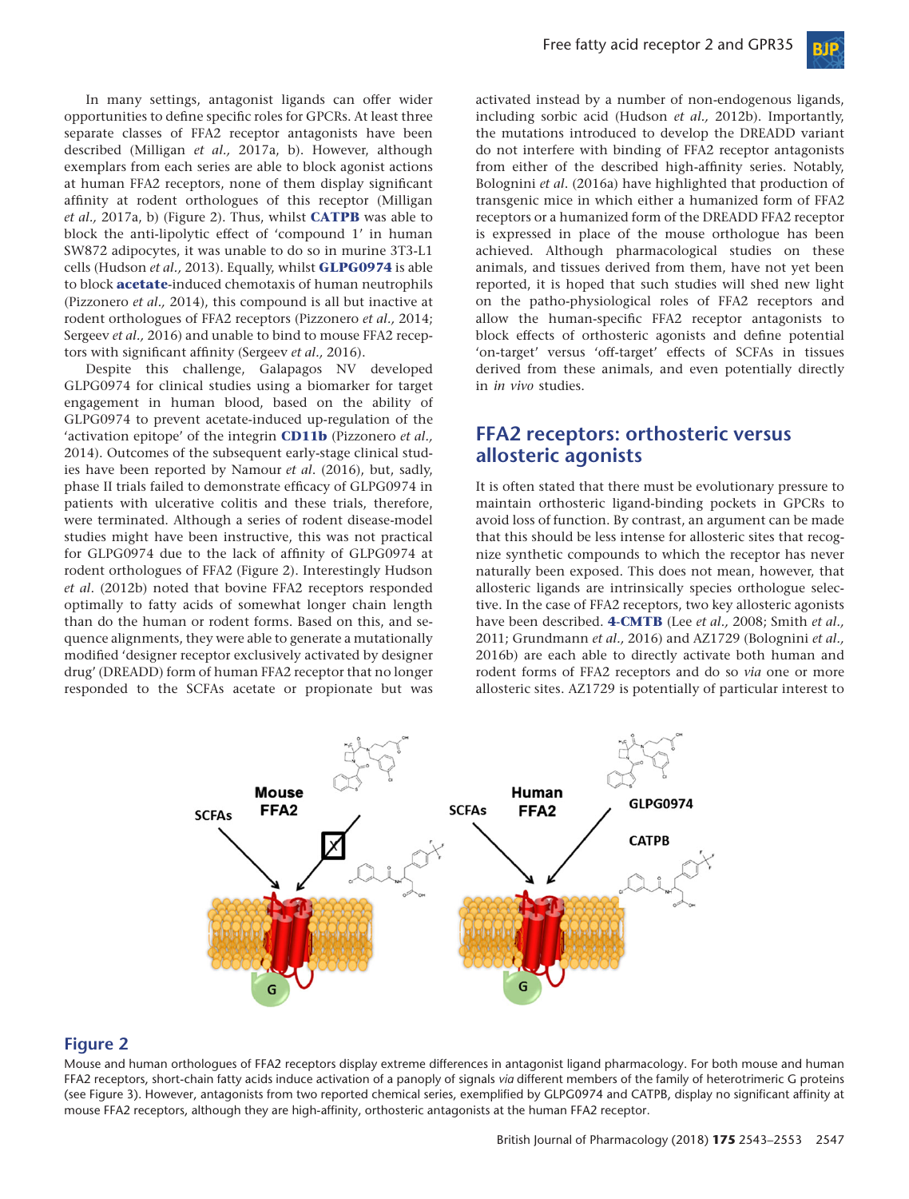In many settings, antagonist ligands can offer wider opportunities to define specific roles for GPCRs. At least three separate classes of FFA2 receptor antagonists have been described (Milligan *et al.,* 2017a, b). However, although exemplars from each series are able to block agonist actions at human FFA2 receptors, none of them display significant affinity at rodent orthologues of this receptor (Milligan *et al.,* 2017a, b) (Figure 2). Thus, whilst **CATPB** was able to block the anti-lipolytic effect of 'compound 1' in human SW872 adipocytes, it was unable to do so in murine 3T3-L1 cells (Hudson *et al.,* 2013). Equally, whilst **GLPG0974** is able to block **acetate**-induced chemotaxis of human neutrophils (Pizzonero *et al.,* 2014), this compound is all but inactive at rodent orthologues of FFA2 receptors (Pizzonero *et al.,* 2014; Sergeev *et al.,* 2016) and unable to bind to mouse FFA2 receptors with significant affinity (Sergeev *et al.,* 2016).

Despite this challenge, Galapagos NV developed GLPG0974 for clinical studies using a biomarker for target engagement in human blood, based on the ability of GLPG0974 to prevent acetate-induced up-regulation of the 'activation epitope' of the integrin **CD11b** (Pizzonero *et al.,* 2014). Outcomes of the subsequent early-stage clinical studies have been reported by Namour *et al.* (2016), but, sadly, phase II trials failed to demonstrate efficacy of GLPG0974 in patients with ulcerative colitis and these trials, therefore, were terminated. Although a series of rodent disease-model studies might have been instructive, this was not practical for GLPG0974 due to the lack of affinity of GLPG0974 at rodent orthologues of FFA2 (Figure 2). Interestingly Hudson *et al.* (2012b) noted that bovine FFA2 receptors responded optimally to fatty acids of somewhat longer chain length than do the human or rodent forms. Based on this, and sequence alignments, they were able to generate a mutationally modified 'designer receptor exclusively activated by designer drug' (DREADD) form of human FFA2 receptor that no longer responded to the SCFAs acetate or propionate but was activated instead by a number of non-endogenous ligands, including sorbic acid (Hudson *et al.,* 2012b). Importantly, the mutations introduced to develop the DREADD variant do not interfere with binding of FFA2 receptor antagonists from either of the described high-affinity series. Notably, Bolognini *et al.* (2016a) have highlighted that production of transgenic mice in which either a humanized form of FFA2 receptors or a humanized form of the DREADD FFA2 receptor is expressed in place of the mouse orthologue has been achieved. Although pharmacological studies on these animals, and tissues derived from them, have not yet been reported, it is hoped that such studies will shed new light on the patho-physiological roles of FFA2 receptors and allow the human-specific FFA2 receptor antagonists to block effects of orthosteric agonists and define potential 'on-target' versus 'off-target' effects of SCFAs in tissues derived from these animals, and even potentially directly in *in vivo* studies.

## FFA2 receptors: orthosteric versus allosteric agonists

It is often stated that there must be evolutionary pressure to maintain orthosteric ligand-binding pockets in GPCRs to avoid loss of function. By contrast, an argument can be made that this should be less intense for allosteric sites that recognize synthetic compounds to which the receptor has never naturally been exposed. This does not mean, however, that allosteric ligands are intrinsically species orthologue selective. In the case of FFA2 receptors, two key allosteric agonists have been described. **4-CMTB** (Lee *et al.,* 2008; Smith *et al.,* 2011; Grundmann *et al.,* 2016) and AZ1729 (Bolognini *et al.,* 2016b) are each able to directly activate both human and rodent forms of FFA2 receptors and do so *via* one or more allosteric sites. AZ1729 is potentially of particular interest to

**Figure 2**

Mouse and human orthologues of FFA2 receptors display extreme differences in antagonist ligand pharmacology. For both mouse and human FFA2 receptors, short-chain fatty acids induce activation of a panoply of signals *via* different members of the family of heterotrimeric G proteins (see Figure 3). However, antagonists from two reported chemical series, exemplified by GLPG0974 and CATPB, display no significant affinity at mouse FFA2 receptors, although they are high-affinity, orthosteric antagonists at the human FFA2 receptor.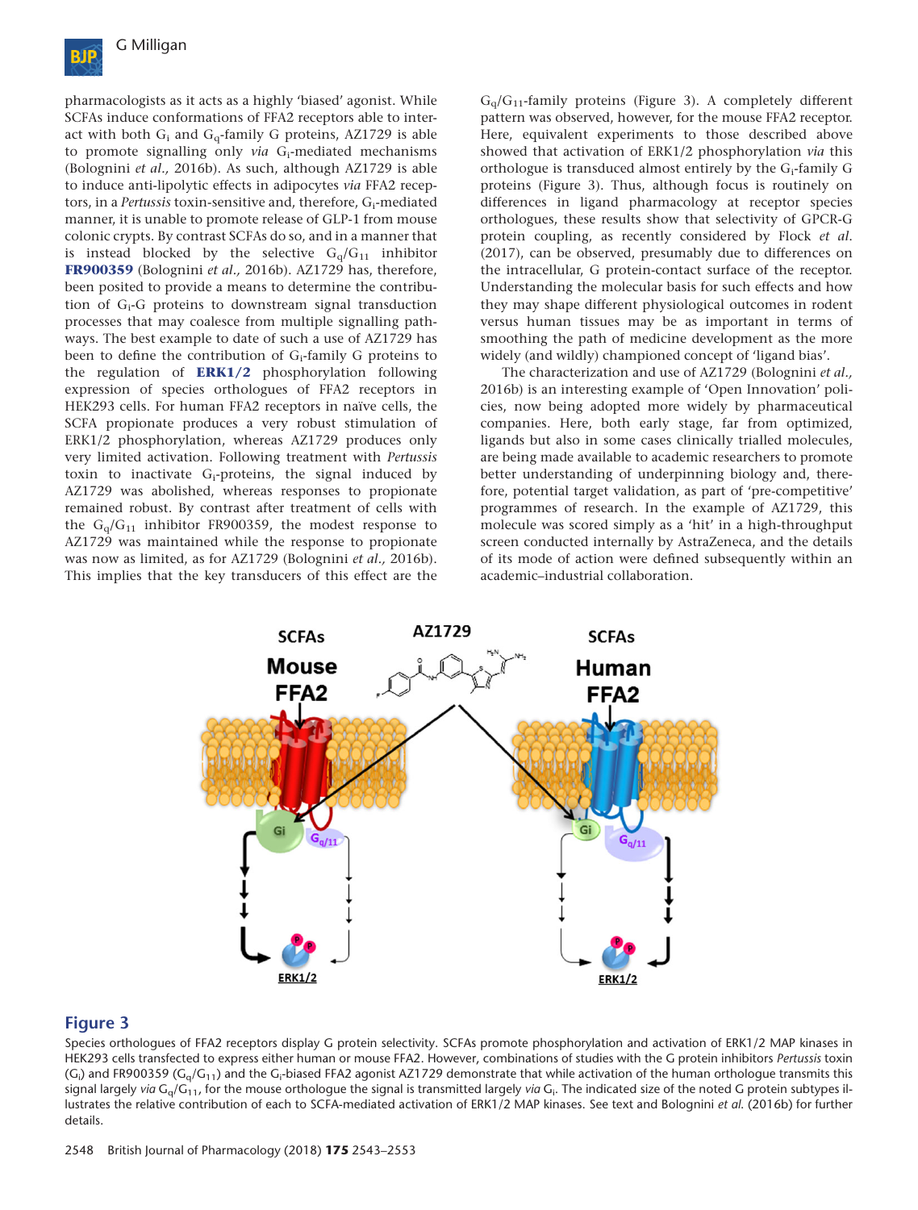pharmacologists as it acts as a highly 'biased' agonist. While SCFAs induce conformations of FFA2 receptors able to interact with both $G_i$ and $G_q$-family G proteins, AZ1729 is able to promote signalling only *via* $G_i$-mediated mechanisms (Bolognini *et al.,* 2016b). As such, although AZ1729 is able to induce anti-lipolytic effects in adipocytes *via* FFA2 receptors, in a *Pertussis* toxin-sensitive and, therefore, $G_i$-mediated manner, it is unable to promote release of GLP-1 from mouse colonic crypts. By contrast SCFAs do so, and in a manner that is instead blocked by the selective $G_q/G_{11}$ inhibitor **FR900359** (Bolognini *et al.,* 2016b). AZ1729 has, therefore, been posited to provide a means to determine the contribution of $G_i$-G proteins to downstream signal transduction processes that may coalesce from multiple signalling pathways. The best example to date of such a use of AZ1729 has been to define the contribution of $G_i$-family G proteins to the regulation of **ERK1/2** phosphorylation following expression of species orthologues of FFA2 receptors in HEK293 cells. For human FFA2 receptors in naïve cells, the SCFA propionate produces a very robust stimulation of ERK1/2 phosphorylation, whereas AZ1729 produces only very limited activation. Following treatment with *Pertussis* toxin to inactivate $G_i$-proteins, the signal induced by AZ1729 was abolished, whereas responses to propionate remained robust. By contrast after treatment of cells with the $G_q/G_{11}$ inhibitor FR900359, the modest response to AZ1729 was maintained while the response to propionate was now as limited, as for AZ1729 (Bolognini *et al.,* 2016b). This implies that the key transducers of this effect are the $G_q/G_{11}$-family proteins (Figure 3). A completely different pattern was observed, however, for the mouse FFA2 receptor. Here, equivalent experiments to those described above showed that activation of ERK1/2 phosphorylation *via* this orthologue is transduced almost entirely by the $G_i$-family G proteins (Figure 3). Thus, although focus is routinely on differences in ligand pharmacology at receptor species orthologues, these results show that selectivity of GPCR-G protein coupling, as recently considered by Flock *et al.* (2017), can be observed, presumably due to differences on the intracellular, G protein-contact surface of the receptor. Understanding the molecular basis for such effects and how they may shape different physiological outcomes in rodent versus human tissues may be as important in terms of smoothing the path of medicine development as the more widely (and wildly) championed concept of 'ligand bias'.

The characterization and use of AZ1729 (Bolognini *et al.,* 2016b) is an interesting example of 'Open Innovation' policies, now being adopted more widely by pharmaceutical companies. Here, both early stage, far from optimized, ligands but also in some cases clinically trialled molecules, are being made available to academic researchers to promote better understanding of underpinning biology and, therefore, potential target validation, as part of 'pre-competitive' programmes of research. In the example of AZ1729, this molecule was scored simply as a 'hit' in a high-throughput screen conducted internally by AstraZeneca, and the details of its mode of action were defined subsequently within an academic–industrial collaboration.

## Figure 3

Species orthologues of FFA2 receptors display G protein selectivity. SCFAs promote phosphorylation and activation of ERK1/2 MAP kinases in HEK293 cells transfected to express either human or mouse FFA2. However, combinations of studies with the G protein inhibitors *Pertussis* toxin ($G_i$) and FR900359 ($G_q/G_{11}$) and the $G_i$-biased FFA2 agonist AZ1729 demonstrate that while activation of the human orthologue transmits this signal largely *via* $G_q/G_{11}$, for the mouse orthologue the signal is transmitted largely *via* $G_i$. The indicated size of the noted G protein subtypes illustrates the relative contribution of each to SCFA-mediated activation of ERK1/2 MAP kinases. See text and Bolognini *et al.* (2016b) for further details.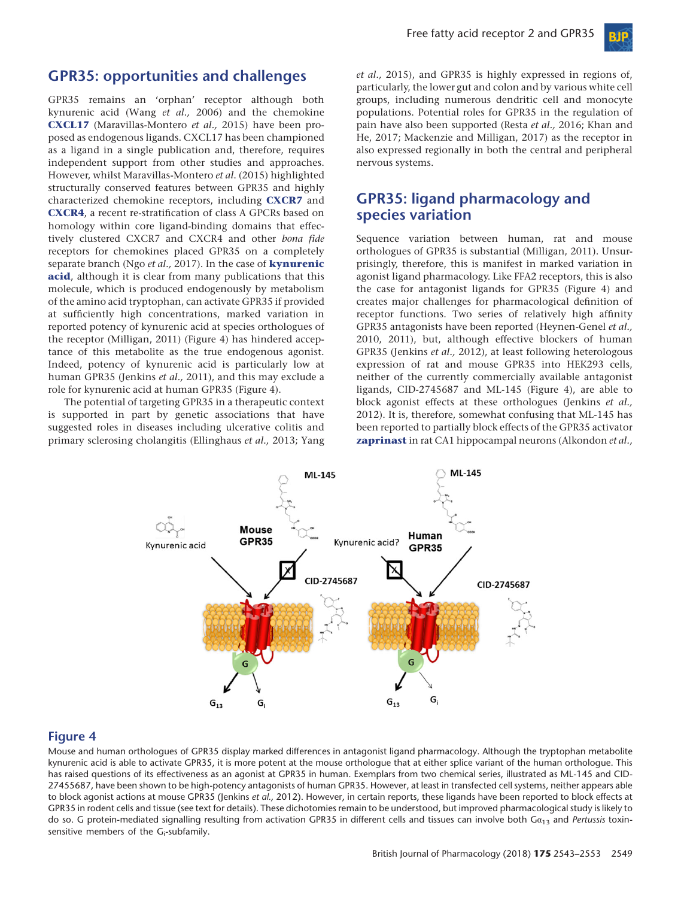## GPR35: opportunities and challenges

GPR35 remains an 'orphan' receptor although both kynurenic acid (Wang *et al.,* 2006) and the chemokine **CXCL17** (Maravillas-Montero *et al.,* 2015) have been proposed as endogenous ligands. CXCL17 has been championed as a ligand in a single publication and, therefore, requires independent support from other studies and approaches. However, whilst Maravillas-Montero *et al.* (2015) highlighted structurally conserved features between GPR35 and highly characterized chemokine receptors, including **CXCR7** and **CXCR4**, a recent re-stratification of class A GPCRs based on homology within core ligand-binding domains that effectively clustered CXCR7 and CXCR4 and other *bona fide* receptors for chemokines placed GPR35 on a completely separate branch (Ngo *et al.,* 2017). In the case of **kynurenic acid**, although it is clear from many publications that this molecule, which is produced endogenously by metabolism of the amino acid tryptophan, can activate GPR35 if provided at sufficiently high concentrations, marked variation in reported potency of kynurenic acid at species orthologues of the receptor (Milligan, 2011) (Figure 4) has hindered acceptance of this metabolite as the true endogenous agonist. Indeed, potency of kynurenic acid is particularly low at human GPR35 (Jenkins *et al.,* 2011), and this may exclude a role for kynurenic acid at human GPR35 (Figure 4).

The potential of targeting GPR35 in a therapeutic context is supported in part by genetic associations that have suggested roles in diseases including ulcerative colitis and primary sclerosing cholangitis (Ellinghaus *et al.,* 2013; Yang *et al.,* 2015), and GPR35 is highly expressed in regions of, particularly, the lower gut and colon and by various white cell groups, including numerous dendritic cell and monocyte populations. Potential roles for GPR35 in the regulation of pain have also been supported (Resta *et al.,* 2016; Khan and He, 2017; Mackenzie and Milligan, 2017) as the receptor in also expressed regionally in both the central and peripheral nervous systems.

## GPR35: ligand pharmacology and species variation

Sequence variation between human, rat and mouse orthologues of GPR35 is substantial (Milligan, 2011). Unsurprisingly, therefore, this is manifest in marked variation in agonist ligand pharmacology. Like FFA2 receptors, this is also the case for antagonist ligands for GPR35 (Figure 4) and creates major challenges for pharmacological definition of receptor functions. Two series of relatively high affinity GPR35 antagonists have been reported (Heynen-Genel *et al.,* 2010, 2011), but, although effective blockers of human GPR35 (Jenkins *et al.,* 2012), at least following heterologous expression of rat and mouse GPR35 into HEK293 cells, neither of the currently commercially available antagonist ligands, CID-2745687 and ML-145 (Figure 4), are able to block agonist effects at these orthologues (Jenkins *et al.,* 2012). It is, therefore, somewhat confusing that ML-145 has been reported to partially block effects of the GPR35 activator **zaprinast** in rat CA1 hippocampal neurons (Alkondon *et al.,*

**Figure 4**

Mouse and human orthologues of GPR35 display marked differences in antagonist ligand pharmacology. Although the tryptophan metabolite kynurenic acid is able to activate GPR35, it is more potent at the mouse orthologue that at either splice variant of the human orthologue. This has raised questions of its effectiveness as an agonist at GPR35 in human. Exemplars from two chemical series, illustrated as ML-145 and CID-27455687, have been shown to be high-potency antagonists of human GPR35. However, at least in transfected cell systems, neither appears able to block agonist actions at mouse GPR35 (Jenkins *et al.,* 2012). However, in certain reports, these ligands have been reported to block effects at GPR35 in rodent cells and tissue (see text for details). These dichotomies remain to be understood, but improved pharmacological study is likely to do so. G protein-mediated signalling resulting from activation GPR35 in different cells and tissues can involve both $G\alpha_{13}$ and *Pertussis* toxin-sensitive members of the $G_i$-subfamily.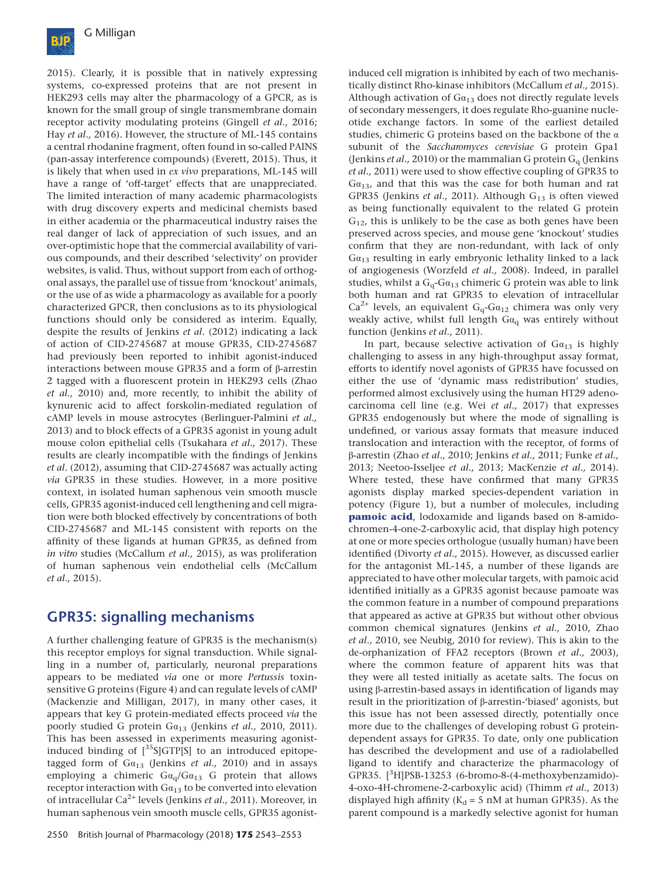2015). Clearly, it is possible that in natively expressing systems, co-expressed proteins that are not present in HEK293 cells may alter the pharmacology of a GPCR, as is known for the small group of single transmembrane domain receptor activity modulating proteins (Gingell *et al.,* 2016; Hay *et al.,* 2016). However, the structure of ML-145 contains a central rhodanine fragment, often found in so-called PAINS (pan-assay interference compounds) (Everett, 2015). Thus, it is likely that when used in *ex vivo* preparations, ML-145 will have a range of 'off-target' effects that are unappreciated. The limited interaction of many academic pharmacologists with drug discovery experts and medicinal chemists based in either academia or the pharmaceutical industry raises the real danger of lack of appreciation of such issues, and an over-optimistic hope that the commercial availability of various compounds, and their described 'selectivity' on provider websites, is valid. Thus, without support from each of orthogonal assays, the parallel use of tissue from 'knockout' animals, or the use of as wide a pharmacology as available for a poorly characterized GPCR, then conclusions as to its physiological functions should only be considered as interim. Equally, despite the results of Jenkins *et al*. (2012) indicating a lack of action of CID-2745687 at mouse GPR35, CID-2745687 had previously been reported to inhibit agonist-induced interactions between mouse GPR35 and a form of β-arrestin 2 tagged with a fluorescent protein in HEK293 cells (Zhao *et al.,* 2010) and, more recently, to inhibit the ability of kynurenic acid to affect forskolin-mediated regulation of cAMP levels in mouse astrocytes (Berlinguer-Palmini *et al.,* 2013) and to block effects of a GPR35 agonist in young adult mouse colon epithelial cells (Tsukahara *et al.,* 2017). These results are clearly incompatible with the findings of Jenkins *et al*. (2012), assuming that CID-2745687 was actually acting *via* GPR35 in these studies. However, in a more positive context, in isolated human saphenous vein smooth muscle cells, GPR35 agonist-induced cell lengthening and cell migration were both blocked effectively by concentrations of both CID-2745687 and ML-145 consistent with reports on the affinity of these ligands at human GPR35, as defined from *in vitro* studies (McCallum *et al.,* 2015), as was proliferation of human saphenous vein endothelial cells (McCallum *et al.,* 2015).

## GPR35: signalling mechanisms

A further challenging feature of GPR35 is the mechanism(s) this receptor employs for signal transduction. While signalling in a number of, particularly, neuronal preparations appears to be mediated *via* one or more *Pertussis* toxin-sensitive G proteins (Figure 4) and can regulate levels of cAMP (Mackenzie and Milligan, 2017), in many other cases, it appears that key G protein-mediated effects proceed *via* the poorly studied G protein $G\alpha_{13}$ (Jenkins *et al.,* 2010, 2011). This has been assessed in experiments measuring agonist-induced binding of [$^{35}$S]GTP[S] to an introduced epitope-tagged form of $G\alpha_{13}$ (Jenkins *et al.,* 2010) and in assays employing a chimeric $G\alpha_q$/$G\alpha_{13}$ G protein that allows receptor interaction with $G\alpha_{13}$ to be converted into elevation of intracellular $Ca^{2+}$ levels (Jenkins *et al.,* 2011). Moreover, in human saphenous vein smooth muscle cells, GPR35 agonist-induced cell migration is inhibited by each of two mechanistically distinct Rho-kinase inhibitors (McCallum *et al.,* 2015). Although activation of $G\alpha_{13}$ does not directly regulate levels of secondary messengers, it does regulate Rho-guanine nucleotide exchange factors. In some of the earliest detailed studies, chimeric G proteins based on the backbone of the α subunit of the *Saccharomyces cerevisiae* G protein Gpa1 (Jenkins *et al.,* 2010) or the mammalian G protein $G_q$ (Jenkins *et al.,* 2011) were used to show effective coupling of GPR35 to $G\alpha_{13}$, and that this was the case for both human and rat GPR35 (Jenkins *et al.,* 2011). Although $G_{13}$ is often viewed as being functionally equivalent to the related G protein $G_{12}$, this is unlikely to be the case as both genes have been preserved across species, and mouse gene 'knockout' studies confirm that they are non-redundant, with lack of only $G\alpha_{13}$ resulting in early embryonic lethality linked to a lack of angiogenesis (Worzfeld *et al.,* 2008). Indeed, in parallel studies, whilst a $G_q$-$G\alpha_{13}$ chimeric G protein was able to link both human and rat GPR35 to elevation of intracellular $Ca^{2+}$ levels, an equivalent $G_q$-$G\alpha_{12}$ chimera was only very weakly active, whilst full length $G\alpha_q$ was entirely without function (Jenkins *et al.,* 2011).

In part, because selective activation of $G\alpha_{13}$ is highly challenging to assess in any high-throughput assay format, efforts to identify novel agonists of GPR35 have focussed on either the use of 'dynamic mass redistribution' studies, performed almost exclusively using the human HT29 adenocarcinoma cell line (e.g. Wei *et al.,* 2017) that expresses GPR35 endogenously but where the mode of signalling is undefined, or various assay formats that measure induced translocation and interaction with the receptor, of forms of β-arrestin (Zhao *et al.,* 2010; Jenkins *et al.,* 2011; Funke *et al.,* 2013; Neetoo-Isseljee *et al.,* 2013; MacKenzie *et al.,* 2014). Where tested, these have confirmed that many GPR35 agonists display marked species-dependent variation in potency (Figure 1), but a number of molecules, including **pamoic acid**, lodoxamide and ligands based on 8-amido-chromen-4-one-2-carboxylic acid, that display high potency at one or more species orthologue (usually human) have been identified (Divorty *et al.,* 2015). However, as discussed earlier for the antagonist ML-145, a number of these ligands are appreciated to have other molecular targets, with pamoic acid identified initially as a GPR35 agonist because pamoate was the common feature in a number of compound preparations that appeared as active at GPR35 but without other obvious common chemical signatures (Jenkins *et al.,* 2010, Zhao *et al.,* 2010, see Neubig, 2010 for review). This is akin to the de-orphanization of FFA2 receptors (Brown *et al.,* 2003), where the common feature of apparent hits was that they were all tested initially as acetate salts. The focus on using β-arrestin-based assays in identification of ligands may result in the prioritization of β-arrestin-'biased' agonists, but this issue has not been assessed directly, potentially once more due to the challenges of developing robust G protein-dependent assays for GPR35. To date, only one publication has described the development and use of a radiolabelled ligand to identify and characterize the pharmacology of GPR35. [$^{3}$H]PSB-13253 (6-bromo-8-(4-methoxybenzamido)-4-oxo-4H-chromene-2-carboxylic acid) (Thimm *et al.,* 2013) displayed high affinity ($K_d$ = 5 nM at human GPR35). As the parent compound is a markedly selective agonist for human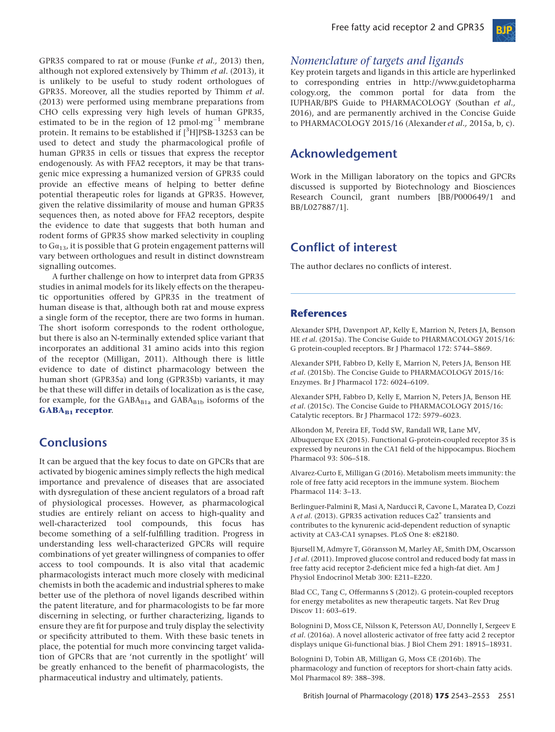GPR35 compared to rat or mouse (Funke *et al.,* 2013) then, although not explored extensively by Thimm *et al*. (2013), it is unlikely to be useful to study rodent orthologues of GPR35. Moreover, all the studies reported by Thimm *et al*. (2013) were performed using membrane preparations from CHO cells expressing very high levels of human GPR35, estimated to be in the region of 12 pmol·mg$^{-1}$ membrane protein. It remains to be established if [$^3$H]PSB-13253 can be used to detect and study the pharmacological profile of human GPR35 in cells or tissues that express the receptor endogenously. As with FFA2 receptors, it may be that transgenic mice expressing a humanized version of GPR35 could provide an effective means of helping to better define potential therapeutic roles for ligands at GPR35. However, given the relative dissimilarity of mouse and human GPR35 sequences then, as noted above for FFA2 receptors, despite the evidence to date that suggests that both human and rodent forms of GPR35 show marked selectivity in coupling to $G\alpha_{13}$, it is possible that G protein engagement patterns will vary between orthologues and result in distinct downstream signalling outcomes.

A further challenge on how to interpret data from GPR35 studies in animal models for its likely effects on the therapeutic opportunities offered by GPR35 in the treatment of human disease is that, although both rat and mouse express a single form of the receptor, there are two forms in human. The short isoform corresponds to the rodent orthologue, but there is also an N-terminally extended splice variant that incorporates an additional 31 amino acids into this region of the receptor (Milligan, 2011). Although there is little evidence to date of distinct pharmacology between the human short (GPR35a) and long (GPR35b) variants, it may be that these will differ in details of localization as is the case, for example, for the $GABA_{B1a}$ and $GABA_{B1b}$ isoforms of the **$GABA_{B1}$ receptor**.

## Conclusions

It can be argued that the key focus to date on GPCRs that are activated by biogenic amines simply reflects the high medical importance and prevalence of diseases that are associated with dysregulation of these ancient regulators of a broad raft of physiological processes. However, as pharmacological studies are entirely reliant on access to high-quality and well-characterized tool compounds, this focus has become something of a self-fulfilling tradition. Progress in understanding less well-characterized GPCRs will require combinations of yet greater willingness of companies to offer access to tool compounds. It is also vital that academic pharmacologists interact much more closely with medicinal chemists in both the academic and industrial spheres to make better use of the plethora of novel ligands described within the patent literature, and for pharmacologists to be far more discerning in selecting, or further characterizing, ligands to ensure they are fit for purpose and truly display the selectivity or specificity attributed to them. With these basic tenets in place, the potential for much more convincing target validation of GPCRs that are 'not currently in the spotlight' will be greatly enhanced to the benefit of pharmacologists, the pharmaceutical industry and ultimately, patients.

### *Nomenclature of targets and ligands*

Key protein targets and ligands in this article are hyperlinked to corresponding entries in http://www.guidetopharmacology.org, the common portal for data from the IUPHAR/BPS Guide to PHARMACOLOGY (Southan *et al.,* 2016), and are permanently archived in the Concise Guide to PHARMACOLOGY 2015/16 (Alexander *et al.,* 2015a, b, c).

## Acknowledgement

Work in the Milligan laboratory on the topics and GPCRs discussed is supported by Biotechnology and Biosciences Research Council, grant numbers [BB/P000649/1 and BB/L027887/1].

## Conflict of interest

The author declares no conflicts of interest.

## References

Alexander SPH, Davenport AP, Kelly E, Marrion N, Peters JA, Benson HE *et al*. (2015a). The Concise Guide to PHARMACOLOGY 2015/16: G protein-coupled receptors. Br J Pharmacol 172: 5744–5869.

Alexander SPH, Fabbro D, Kelly E, Marrion N, Peters JA, Benson HE *et al*. (2015b). The Concise Guide to PHARMACOLOGY 2015/16: Enzymes. Br J Pharmacol 172: 6024–6109.

Alexander SPH, Fabbro D, Kelly E, Marrion N, Peters JA, Benson HE *et al*. (2015c). The Concise Guide to PHARMACOLOGY 2015/16: Catalytic receptors. Br J Pharmacol 172: 5979–6023.

Alkondon M, Pereira EF, Todd SW, Randall WR, Lane MV, Albuquerque EX (2015). Functional G-protein-coupled receptor 35 is expressed by neurons in the CA1 field of the hippocampus. Biochem Pharmacol 93: 506–518.

Alvarez-Curto E, Milligan G (2016). Metabolism meets immunity: the role of free fatty acid receptors in the immune system. Biochem Pharmacol 114: 3–13.

Berlinguer-Palmini R, Masi A, Narducci R, Cavone L, Maratea D, Cozzi A *et al*. (2013). GPR35 activation reduces $Ca2^+$ transients and contributes to the kynurenic acid-dependent reduction of synaptic activity at CA3-CA1 synapses. PLoS One 8: e82180.

Bjursell M, Admyre T, Göransson M, Marley AE, Smith DM, Oscarsson J *et al*. (2011). Improved glucose control and reduced body fat mass in free fatty acid receptor 2-deficient mice fed a high-fat diet. Am J Physiol Endocrinol Metab 300: E211–E220.

Blad CC, Tang C, Offermanns S (2012). G protein-coupled receptors for energy metabolites as new therapeutic targets. Nat Rev Drug Discov 11: 603–619.

Bolognini D, Moss CE, Nilsson K, Petersson AU, Donnelly I, Sergeev E *et al*. (2016a). A novel allosteric activator of free fatty acid 2 receptor displays unique Gi-functional bias. J Biol Chem 291: 18915–18931.

Bolognini D, Tobin AB, Milligan G, Moss CE (2016b). The pharmacology and function of receptors for short-chain fatty acids. Mol Pharmacol 89: 388–398.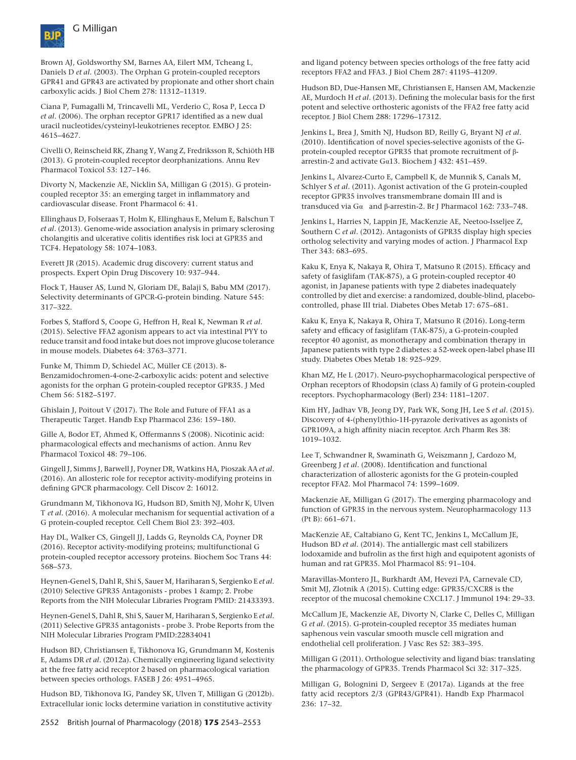Brown AJ, Goldsworthy SM, Barnes AA, Eilert MM, Tcheang L, Daniels D *et al*. (2003). The Orphan G protein-coupled receptors GPR41 and GPR43 are activated by propionate and other short chain carboxylic acids. J Biol Chem 278: 11312–11319.

Ciana P, Fumagalli M, Trincavelli ML, Verderio C, Rosa P, Lecca D *et al*. (2006). The orphan receptor GPR17 identified as a new dual uracil nucleotides/cysteinyl-leukotrienes receptor. EMBO J 25: 4615–4627.

Civelli O, Reinscheid RK, Zhang Y, Wang Z, Fredriksson R, Schiöth HB (2013). G protein-coupled receptor deorphanizations. Annu Rev Pharmacol Toxicol 53: 127–146.

Divorty N, Mackenzie AE, Nicklin SA, Milligan G (2015). G protein-coupled receptor 35: an emerging target in inflammatory and cardiovascular disease. Front Pharmacol 6: 41.

Ellinghaus D, Folseraas T, Holm K, Ellinghaus E, Melum E, Balschun T *et al*. (2013). Genome-wide association analysis in primary sclerosing cholangitis and ulcerative colitis identifies risk loci at GPR35 and TCF4. Hepatology 58: 1074–1083.

Everett JR (2015). Academic drug discovery: current status and prospects. Expert Opin Drug Discovery 10: 937–944.

Flock T, Hauser AS, Lund N, Gloriam DE, Balaji S, Babu MM (2017). Selectivity determinants of GPCR-G-protein binding. Nature 545: 317–322.

Forbes S, Stafford S, Coope G, Heffron H, Real K, Newman R *et al*. (2015). Selective FFA2 agonism appears to act via intestinal PYY to reduce transit and food intake but does not improve glucose tolerance in mouse models. Diabetes 64: 3763–3771.

Funke M, Thimm D, Schiedel AC, Müller CE (2013). 8-Benzamidochromen-4-one-2-carboxylic acids: potent and selective agonists for the orphan G protein-coupled receptor GPR35. J Med Chem 56: 5182–5197.

Ghislain J, Poitout V (2017). The Role and Future of FFA1 as a Therapeutic Target. Handb Exp Pharmacol 236: 159–180.

Gille A, Bodor ET, Ahmed K, Offermanns S (2008). Nicotinic acid: pharmacological effects and mechanisms of action. Annu Rev Pharmacol Toxicol 48: 79–106.

Gingell J, Simms J, Barwell J, Poyner DR, Watkins HA, Pioszak AA *et al*. (2016). An allosteric role for receptor activity-modifying proteins in defining GPCR pharmacology. Cell Discov 2: 16012.

Grundmann M, Tikhonova IG, Hudson BD, Smith NJ, Mohr K, Ulven T *et al*. (2016). A molecular mechanism for sequential activation of a G protein-coupled receptor. Cell Chem Biol 23: 392–403.

Hay DL, Walker CS, Gingell JJ, Ladds G, Reynolds CA, Poyner DR (2016). Receptor activity-modifying proteins; multifunctional G protein-coupled receptor accessory proteins. Biochem Soc Trans 44: 568–573.

Heynen-Genel S, Dahl R, Shi S, Sauer M, Hariharan S, Sergienko E *et al*. (2010) Selective GPR35 Antagonists - probes 1 &amp; 2. Probe Reports from the NIH Molecular Libraries Program PMID: 21433393.

Heynen-Genel S, Dahl R, Shi S, Sauer M, Hariharan S, Sergienko E *et al*. (2011) Selective GPR35 antagonists - probe 3. Probe Reports from the NIH Molecular Libraries Program PMID:22834041

Hudson BD, Christiansen E, Tikhonova IG, Grundmann M, Kostenis E, Adams DR *et al*. (2012a). Chemically engineering ligand selectivity at the free fatty acid receptor 2 based on pharmacological variation between species orthologs. FASEB J 26: 4951–4965.

Hudson BD, Tikhonova IG, Pandey SK, Ulven T, Milligan G (2012b). Extracellular ionic locks determine variation in constitutive activity and ligand potency between species orthologs of the free fatty acid receptors FFA2 and FFA3. J Biol Chem 287: 41195–41209.

Hudson BD, Due-Hansen ME, Christiansen E, Hansen AM, Mackenzie AE, Murdoch H *et al*. (2013). Defining the molecular basis for the first potent and selective orthosteric agonists of the FFA2 free fatty acid receptor. J Biol Chem 288: 17296–17312.

Jenkins L, Brea J, Smith NJ, Hudson BD, Reilly G, Bryant NJ *et al*. (2010). Identification of novel species-selective agonists of the G-protein-coupled receptor GPR35 that promote recruitment of β-arrestin-2 and activate Gα13. Biochem J 432: 451–459.

Jenkins L, Alvarez-Curto E, Campbell K, de Munnik S, Canals M, Schlyer S *et al*. (2011). Agonist activation of the G protein-coupled receptor GPR35 involves transmembrane domain III and is transduced via Gα and β-arrestin-2. Br J Pharmacol 162: 733–748.

Jenkins L, Harries N, Lappin JE, MacKenzie AE, Neetoo-Isseljee Z, Southern C *et al*. (2012). Antagonists of GPR35 display high species ortholog selectivity and varying modes of action. J Pharmacol Exp Ther 343: 683–695.

Kaku K, Enya K, Nakaya R, Ohira T, Matsuno R (2015). Efficacy and safety of fasiglifam (TAK-875), a G protein-coupled receptor 40 agonist, in Japanese patients with type 2 diabetes inadequately controlled by diet and exercise: a randomized, double-blind, placebo-controlled, phase III trial. Diabetes Obes Metab 17: 675–681.

Kaku K, Enya K, Nakaya R, Ohira T, Matsuno R (2016). Long-term safety and efficacy of fasiglifam (TAK-875), a G-protein-coupled receptor 40 agonist, as monotherapy and combination therapy in Japanese patients with type 2 diabetes: a 52-week open-label phase III study. Diabetes Obes Metab 18: 925–929.

Khan MZ, He L (2017). Neuro-psychopharmacological perspective of Orphan receptors of Rhodopsin (class A) family of G protein-coupled receptors. Psychopharmacology (Berl) 234: 1181–1207.

Kim HY, Jadhav VB, Jeong DY, Park WK, Song JH, Lee S *et al*. (2015). Discovery of 4-(phenyl)thio-1H-pyrazole derivatives as agonists of GPR109A, a high affinity niacin receptor. Arch Pharm Res 38: 1019–1032.

Lee T, Schwandner R, Swaminath G, Weiszmann J, Cardozo M, Greenberg J *et al*. (2008). Identification and functional characterization of allosteric agonists for the G protein-coupled receptor FFA2. Mol Pharmacol 74: 1599–1609.

Mackenzie AE, Milligan G (2017). The emerging pharmacology and function of GPR35 in the nervous system. Neuropharmacology 113 (Pt B): 661–671.

MacKenzie AE, Caltabiano G, Kent TC, Jenkins L, McCallum JE, Hudson BD *et al*. (2014). The antiallergic mast cell stabilizers lodoxamide and bufrolin as the first high and equipotent agonists of human and rat GPR35. Mol Pharmacol 85: 91–104.

Maravillas-Montero JL, Burkhardt AM, Hevezi PA, Carnevale CD, Smit MJ, Zlotnik A (2015). Cutting edge: GPR35/CXCR8 is the receptor of the mucosal chemokine CXCL17. J Immunol 194: 29–33.

McCallum JE, Mackenzie AE, Divorty N, Clarke C, Delles C, Milligan G *et al*. (2015). G-protein-coupled receptor 35 mediates human saphenous vein vascular smooth muscle cell migration and endothelial cell proliferation. J Vasc Res 52: 383–395.

Milligan G (2011). Orthologue selectivity and ligand bias: translating the pharmacology of GPR35. Trends Pharmacol Sci 32: 317–325.

Milligan G, Bolognini D, Sergeev E (2017a). Ligands at the free fatty acid receptors 2/3 (GPR43/GPR41). Handb Exp Pharmacol 236: 17–32.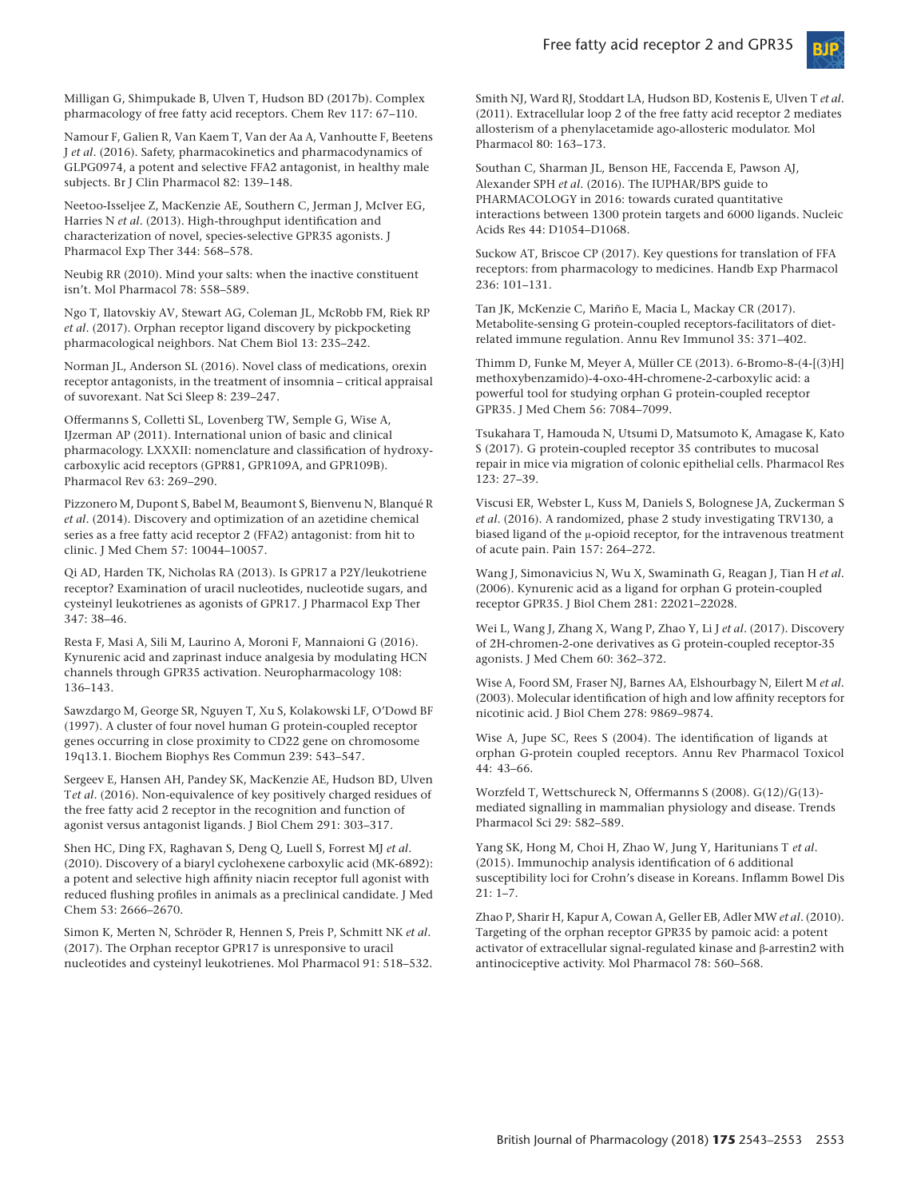Milligan G, Shimpukade B, Ulven T, Hudson BD (2017b). Complex pharmacology of free fatty acid receptors. Chem Rev 117: 67–110.

Namour F, Galien R, Van Kaem T, Van der Aa A, Vanhoutte F, Beetens J *et al*. (2016). Safety, pharmacokinetics and pharmacodynamics of GLPG0974, a potent and selective FFA2 antagonist, in healthy male subjects. Br J Clin Pharmacol 82: 139–148.

Neetoo-Isseljee Z, MacKenzie AE, Southern C, Jerman J, McIver EG, Harries N *et al*. (2013). High-throughput identification and characterization of novel, species-selective GPR35 agonists. J Pharmacol Exp Ther 344: 568–578.

Neubig RR (2010). Mind your salts: when the inactive constituent isn't. Mol Pharmacol 78: 558–589.

Ngo T, Ilatovskiy AV, Stewart AG, Coleman JL, McRobb FM, Riek RP *et al*. (2017). Orphan receptor ligand discovery by pickpocketing pharmacological neighbors. Nat Chem Biol 13: 235–242.

Norman JL, Anderson SL (2016). Novel class of medications, orexin receptor antagonists, in the treatment of insomnia – critical appraisal of suvorexant. Nat Sci Sleep 8: 239–247.

Offermanns S, Colletti SL, Lovenberg TW, Semple G, Wise A, IJzerman AP (2011). International union of basic and clinical pharmacology. LXXXII: nomenclature and classification of hydroxy-carboxylic acid receptors (GPR81, GPR109A, and GPR109B). Pharmacol Rev 63: 269–290.

Pizzonero M, Dupont S, Babel M, Beaumont S, Bienvenu N, Blanqué R *et al*. (2014). Discovery and optimization of an azetidine chemical series as a free fatty acid receptor 2 (FFA2) antagonist: from hit to clinic. J Med Chem 57: 10044–10057.

Qi AD, Harden TK, Nicholas RA (2013). Is GPR17 a P2Y/leukotriene receptor? Examination of uracil nucleotides, nucleotide sugars, and cysteinyl leukotrienes as agonists of GPR17. J Pharmacol Exp Ther 347: 38–46.

Resta F, Masi A, Sili M, Laurino A, Moroni F, Mannaioni G (2016). Kynurenic acid and zaprinast induce analgesia by modulating HCN channels through GPR35 activation. Neuropharmacology 108: 136–143.

Sawzdargo M, George SR, Nguyen T, Xu S, Kolakowski LF, O'Dowd BF (1997). A cluster of four novel human G protein-coupled receptor genes occurring in close proximity to CD22 gene on chromosome 19q13.1. Biochem Biophys Res Commun 239: 543–547.

Sergeev E, Hansen AH, Pandey SK, MacKenzie AE, Hudson BD, Ulven T*et al*. (2016). Non-equivalence of key positively charged residues of the free fatty acid 2 receptor in the recognition and function of agonist versus antagonist ligands. J Biol Chem 291: 303–317.

Shen HC, Ding FX, Raghavan S, Deng Q, Luell S, Forrest MJ *et al*. (2010). Discovery of a biaryl cyclohexene carboxylic acid (MK-6892): a potent and selective high affinity niacin receptor full agonist with reduced flushing profiles in animals as a preclinical candidate. J Med Chem 53: 2666–2670.

Simon K, Merten N, Schröder R, Hennen S, Preis P, Schmitt NK *et al*. (2017). The Orphan receptor GPR17 is unresponsive to uracil nucleotides and cysteinyl leukotrienes. Mol Pharmacol 91: 518–532.

Smith NJ, Ward RJ, Stoddart LA, Hudson BD, Kostenis E, Ulven T *et al*. (2011). Extracellular loop 2 of the free fatty acid receptor 2 mediates allosterism of a phenylacetamide ago-allosteric modulator. Mol Pharmacol 80: 163–173.

Southan C, Sharman JL, Benson HE, Faccenda E, Pawson AJ, Alexander SPH *et al*. (2016). The IUPHAR/BPS guide to PHARMACOLOGY in 2016: towards curated quantitative interactions between 1300 protein targets and 6000 ligands. Nucleic Acids Res 44: D1054–D1068.

Suckow AT, Briscoe CP (2017). Key questions for translation of FFA receptors: from pharmacology to medicines. Handb Exp Pharmacol 236: 101–131.

Tan JK, McKenzie C, Mariño E, Macia L, Mackay CR (2017). Metabolite-sensing G protein-coupled receptors-facilitators of diet-related immune regulation. Annu Rev Immunol 35: 371–402.

Thimm D, Funke M, Meyer A, Müller CE (2013). 6-Bromo-8-(4-[(3)H] methoxybenzamido)-4-oxo-4H-chromene-2-carboxylic acid: a powerful tool for studying orphan G protein-coupled receptor GPR35. J Med Chem 56: 7084–7099.

Tsukahara T, Hamouda N, Utsumi D, Matsumoto K, Amagase K, Kato S (2017). G protein-coupled receptor 35 contributes to mucosal repair in mice via migration of colonic epithelial cells. Pharmacol Res 123: 27–39.

Viscusi ER, Webster L, Kuss M, Daniels S, Bolognese JA, Zuckerman S *et al*. (2016). A randomized, phase 2 study investigating TRV130, a biased ligand of the μ-opioid receptor, for the intravenous treatment of acute pain. Pain 157: 264–272.

Wang J, Simonavicius N, Wu X, Swaminath G, Reagan J, Tian H *et al*. (2006). Kynurenic acid as a ligand for orphan G protein-coupled receptor GPR35. J Biol Chem 281: 22021–22028.

Wei L, Wang J, Zhang X, Wang P, Zhao Y, Li J *et al*. (2017). Discovery of 2H-chromen-2-one derivatives as G protein-coupled receptor-35 agonists. J Med Chem 60: 362–372.

Wise A, Foord SM, Fraser NJ, Barnes AA, Elshourbagy N, Eilert M *et al*. (2003). Molecular identification of high and low affinity receptors for nicotinic acid. J Biol Chem 278: 9869–9874.

Wise A, Jupe SC, Rees S (2004). The identification of ligands at orphan G-protein coupled receptors. Annu Rev Pharmacol Toxicol 44: 43–66.

Worzfeld T, Wettschureck N, Offermanns S (2008). G(12)/G(13)-mediated signalling in mammalian physiology and disease. Trends Pharmacol Sci 29: 582–589.

Yang SK, Hong M, Choi H, Zhao W, Jung Y, Haritunians T *et al*. (2015). Immunochip analysis identification of 6 additional susceptibility loci for Crohn's disease in Koreans. Inflamm Bowel Dis 21: 1–7.

Zhao P, Sharir H, Kapur A, Cowan A, Geller EB, Adler MW *et al*. (2010). Targeting of the orphan receptor GPR35 by pamoic acid: a potent activator of extracellular signal-regulated kinase and β-arrestin2 with antinociceptive activity. Mol Pharmacol 78: 560–568.